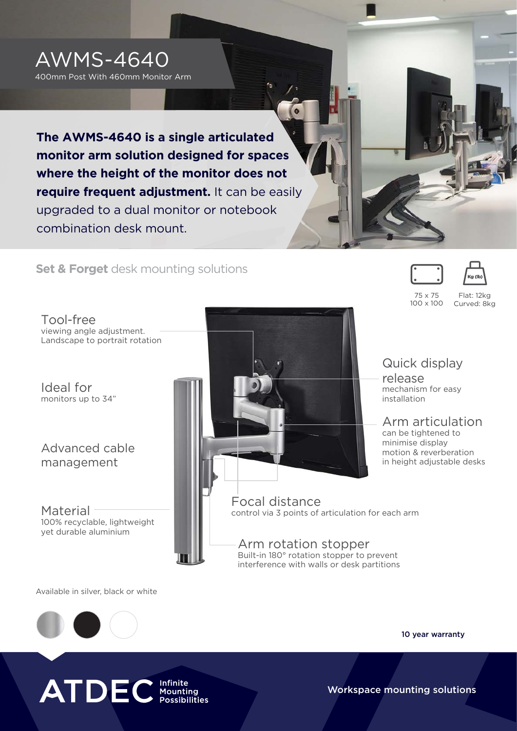# AWMS-4640

400mm Post With 460mm Monitor Arm

**The AWMS-4640 is a single articulated monitor arm solution designed for spaces where the height of the monitor does not require frequent adjustment.** It can be easily upgraded to a dual monitor or notebook combination desk mount.

## **Set & Forget** desk mounting solutions

75 x 75
100 x 100

Flat: 12kg
Curved: 8kg

### Tool-free
viewing angle adjustment. Landscape to portrait rotation

### Ideal for
monitors up to 34"

### Advanced cable management

### Material
100% recyclable, lightweight yet durable aluminium

### Quick display release
mechanism for easy installation

### Arm articulation
can be tightened to minimise display motion & reverberation in height adjustable desks

### Focal distance
control via 3 points of articulation for each arm

### Arm rotation stopper
Built-in 180° rotation stopper to prevent interference with walls or desk partitions

Available in silver, black or white

**10 year warranty**

ATDEC Infinite Mounting Possibilities

Workspace mounting solutions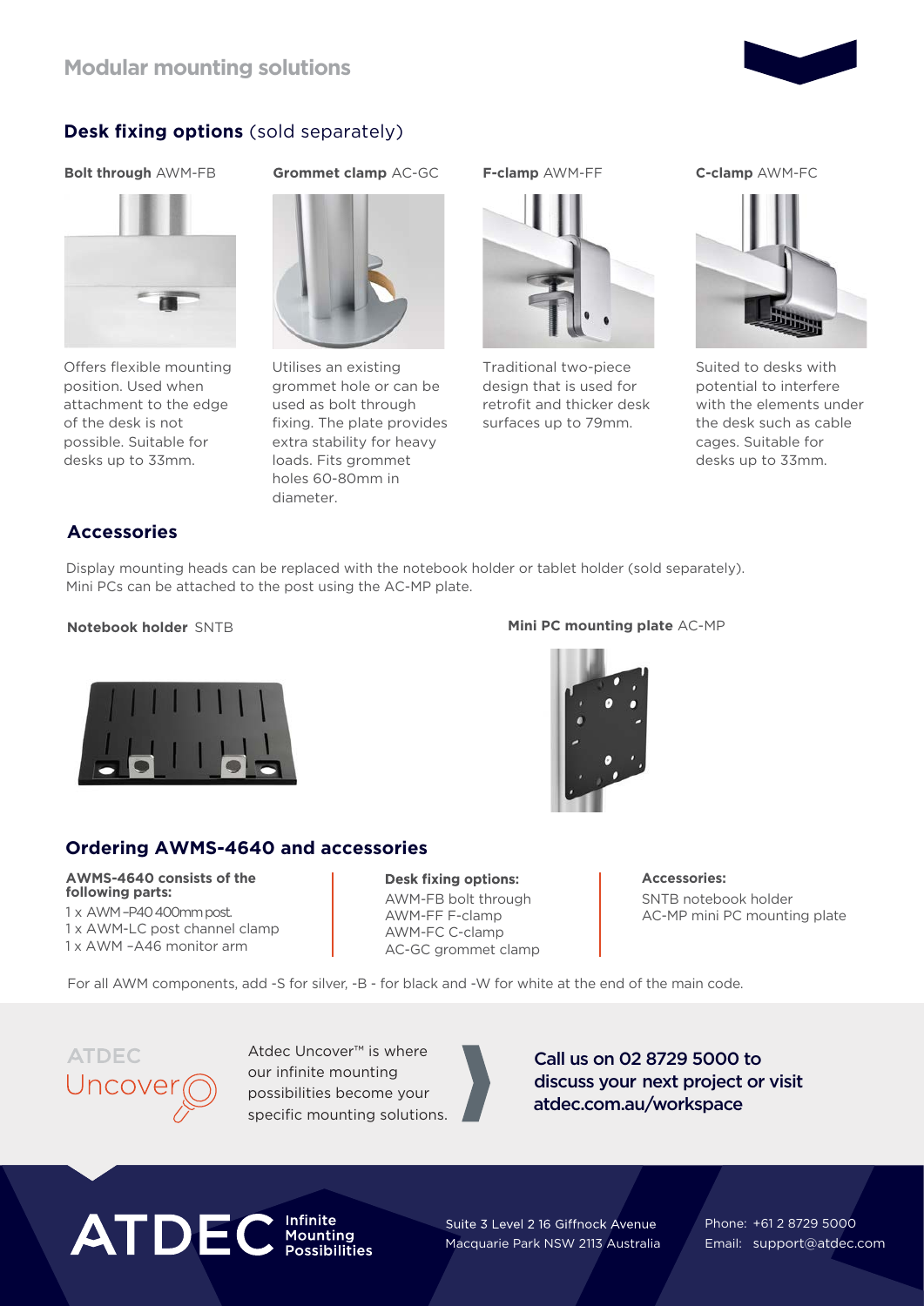## Desk fixing options (sold separately)

**Bolt through** AWM-FB

Offers flexible mounting position. Used when attachment to the edge of the desk is not possible. Suitable for desks up to 33mm.

**Grommet clamp** AC-GC

Utilises an existing grommet hole or can be used as bolt through fixing. The plate provides extra stability for heavy loads. Fits grommet holes 60-80mm in diameter.

**F-clamp** AWM-FF

Traditional two-piece design that is used for retrofit and thicker desk surfaces up to 79mm.

**C-clamp** AWM-FC

Suited to desks with potential to interfere with the elements under the desk such as cable cages. Suitable for desks up to 33mm.

## Accessories

Display mounting heads can be replaced with the notebook holder or tablet holder (sold separately). Mini PCs can be attached to the post using the AC-MP plate.

**Notebook holder** SNTB

**Mini PC mounting plate** AC-MP

## Ordering AWMS-4640 and accessories

**AWMS-4640 consists of the following parts:**

1 x AWM-P40 400mm post.
1 x AWM-LC post channel clamp
1 x AWM-A46 monitor arm

**Desk fixing options:**

AWM-FB bolt through
AWM-FF F-clamp
AWM-FC C-clamp
AC-GC grommet clamp

**Accessories:**

SNTB notebook holder
AC-MP mini PC mounting plate

For all AWM components, add -S for silver, -B - for black and -W for white at the end of the main code.

ATDEC Uncover

Atdec Uncover™ is where our infinite mounting possibilities become your specific mounting solutions.

**Call us on 02 8729 5000 to discuss your next project or visit atdec.com.au/workspace**

ATDEC Infinite Mounting Possibilities

Suite 3 Level 2 16 Giffnock Avenue
Macquarie Park NSW 2113 Australia

Phone: +61 2 8729 5000
Email: support@atdec.com